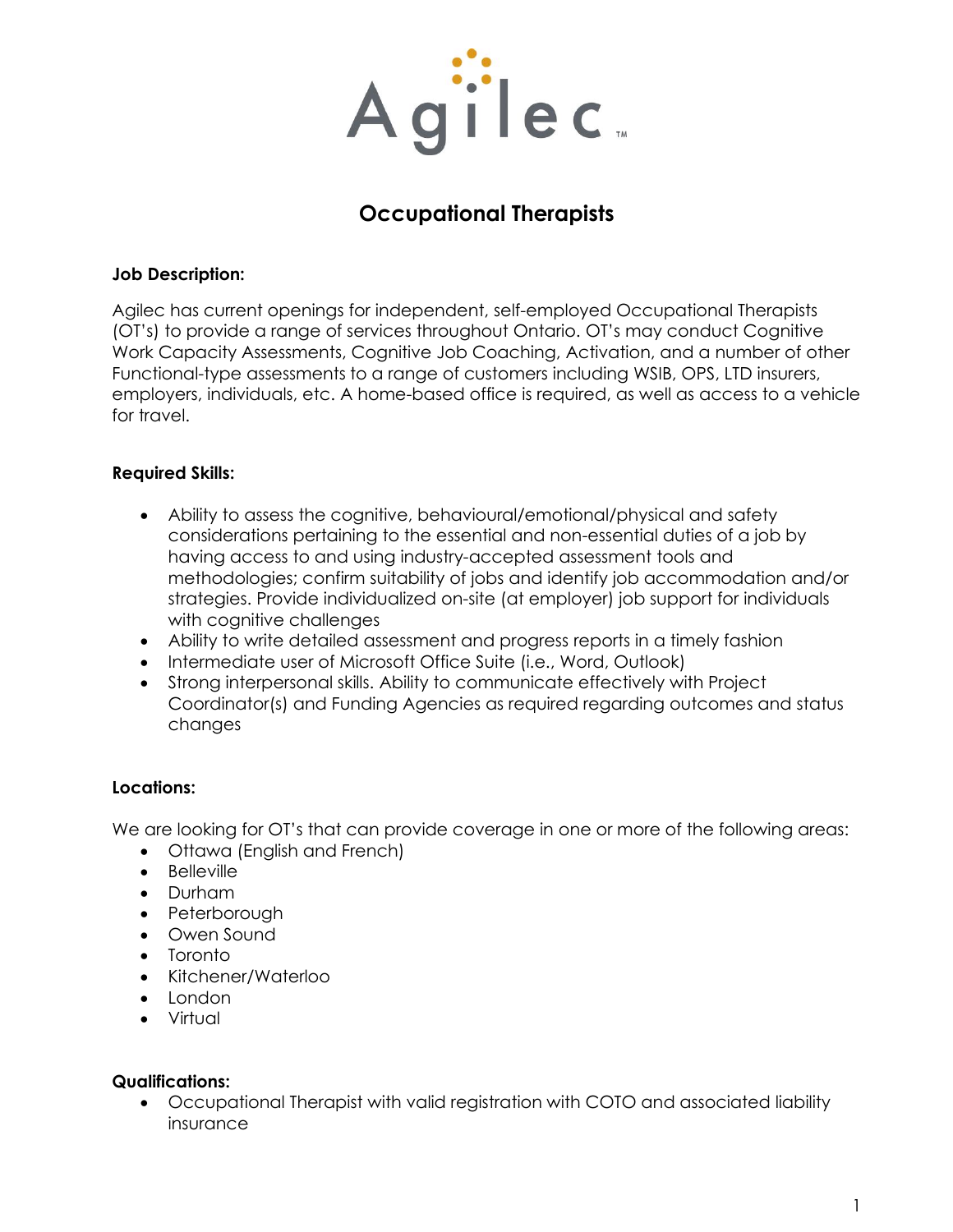Agilec™

# Occupational Therapists

**Job Description:**

Agilec has current openings for independent, self-employed Occupational Therapists (OT's) to provide a range of services throughout Ontario. OT's may conduct Cognitive Work Capacity Assessments, Cognitive Job Coaching, Activation, and a number of other Functional-type assessments to a range of customers including WSIB, OPS, LTD insurers, employers, individuals, etc. A home-based office is required, as well as access to a vehicle for travel.

**Required Skills:**

- Ability to assess the cognitive, behavioural/emotional/physical and safety considerations pertaining to the essential and non-essential duties of a job by having access to and using industry-accepted assessment tools and methodologies; confirm suitability of jobs and identify job accommodation and/or strategies. Provide individualized on-site (at employer) job support for individuals with cognitive challenges
- Ability to write detailed assessment and progress reports in a timely fashion
- Intermediate user of Microsoft Office Suite (i.e., Word, Outlook)
- Strong interpersonal skills. Ability to communicate effectively with Project Coordinator(s) and Funding Agencies as required regarding outcomes and status changes

**Locations:**

We are looking for OT's that can provide coverage in one or more of the following areas:

- Ottawa (English and French)
- Belleville
- Durham
- Peterborough
- Owen Sound
- Toronto
- Kitchener/Waterloo
- London
- Virtual

**Qualifications:**

- Occupational Therapist with valid registration with COTO and associated liability insurance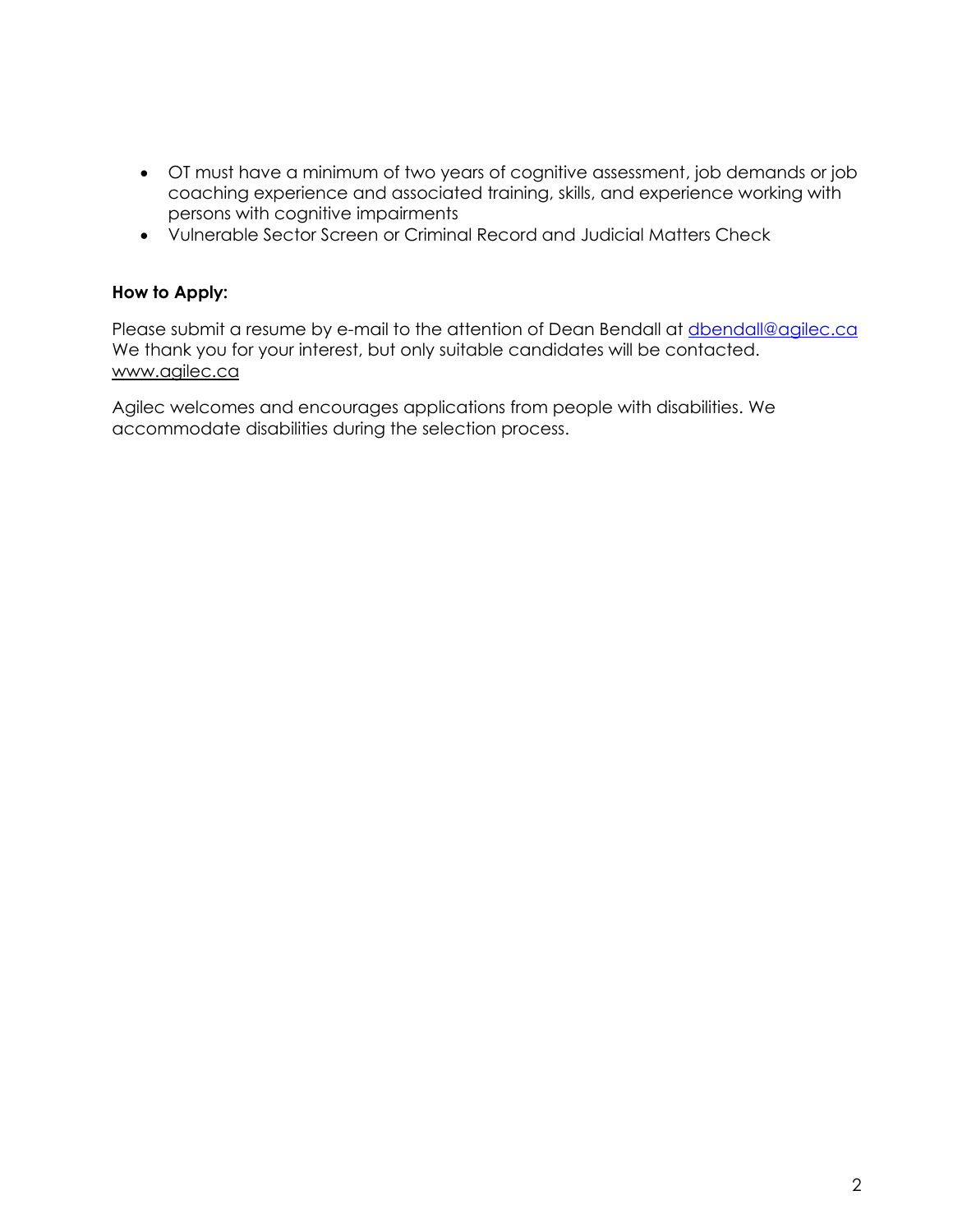- OT must have a minimum of two years of cognitive assessment, job demands or job coaching experience and associated training, skills, and experience working with persons with cognitive impairments
- Vulnerable Sector Screen or Criminal Record and Judicial Matters Check

**How to Apply:**

Please submit a resume by e-mail to the attention of Dean Bendall at dbendall@agilec.ca
We thank you for your interest, but only suitable candidates will be contacted.
www.agilec.ca

Agilec welcomes and encourages applications from people with disabilities. We accommodate disabilities during the selection process.